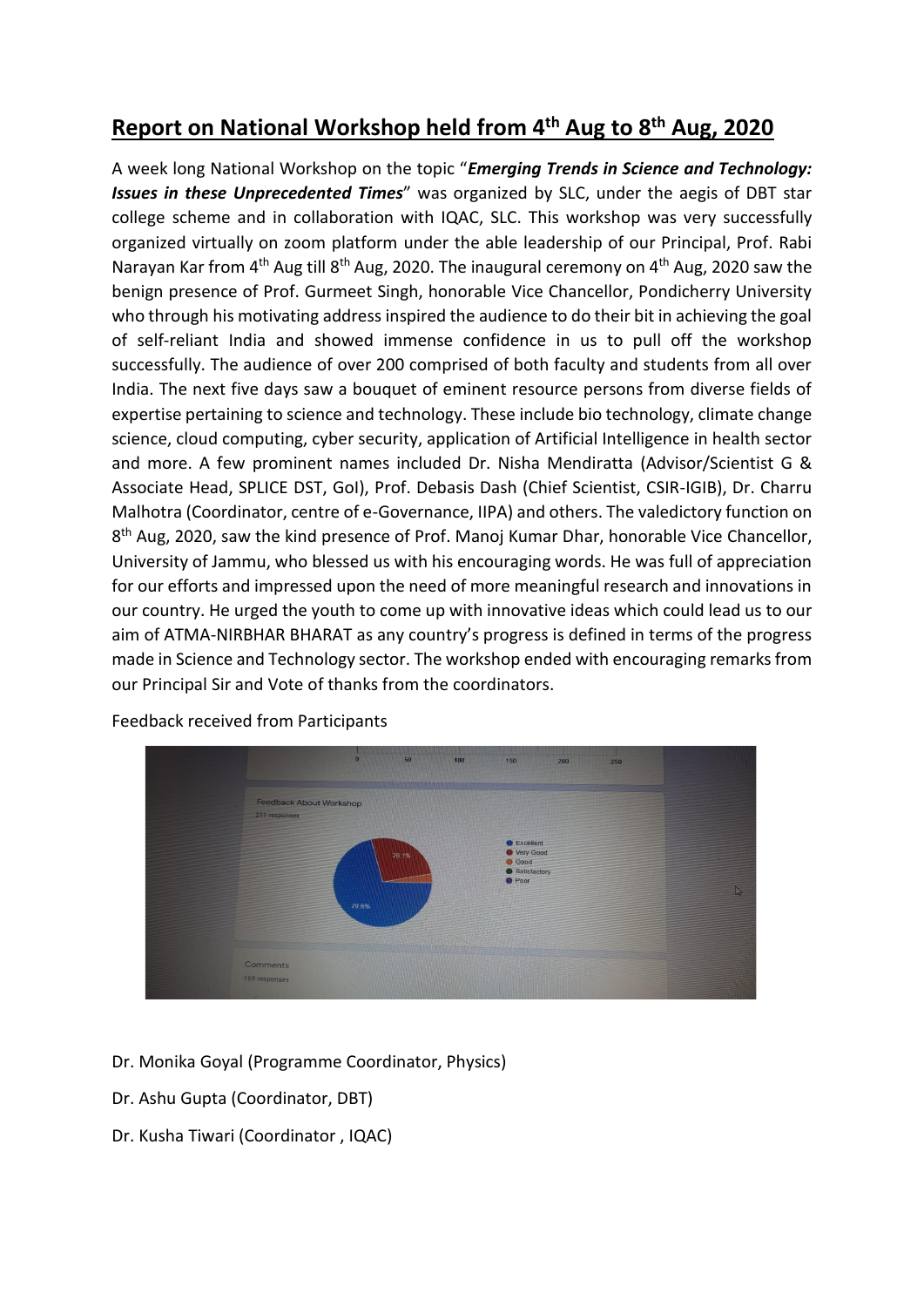# Report on National Workshop held from 4th Aug to 8th Aug, 2020

A week long National Workshop on the topic "***Emerging Trends in Science and Technology: Issues in these Unprecedented Times***" was organized by SLC, under the aegis of DBT star college scheme and in collaboration with IQAC, SLC. This workshop was very successfully organized virtually on zoom platform under the able leadership of our Principal, Prof. Rabi Narayan Kar from 4th Aug till 8th Aug, 2020. The inaugural ceremony on 4th Aug, 2020 saw the benign presence of Prof. Gurmeet Singh, honorable Vice Chancellor, Pondicherry University who through his motivating address inspired the audience to do their bit in achieving the goal of self-reliant India and showed immense confidence in us to pull off the workshop successfully. The audience of over 200 comprised of both faculty and students from all over India. The next five days saw a bouquet of eminent resource persons from diverse fields of expertise pertaining to science and technology. These include bio technology, climate change science, cloud computing, cyber security, application of Artificial Intelligence in health sector and more. A few prominent names included Dr. Nisha Mendiratta (Advisor/Scientist G & Associate Head, SPLICE DST, GoI), Prof. Debasis Dash (Chief Scientist, CSIR-IGIB), Dr. Charru Malhotra (Coordinator, centre of e-Governance, IIPA) and others. The valedictory function on 8th Aug, 2020, saw the kind presence of Prof. Manoj Kumar Dhar, honorable Vice Chancellor, University of Jammu, who blessed us with his encouraging words. He was full of appreciation for our efforts and impressed upon the need of more meaningful research and innovations in our country. He urged the youth to come up with innovative ideas which could lead us to our aim of ATMA-NIRBHAR BHARAT as any country's progress is defined in terms of the progress made in Science and Technology sector. The workshop ended with encouraging remarks from our Principal Sir and Vote of thanks from the coordinators.

Feedback received from Participants

Dr. Monika Goyal (Programme Coordinator, Physics)

Dr. Ashu Gupta (Coordinator, DBT)

Dr. Kusha Tiwari (Coordinator , IQAC)